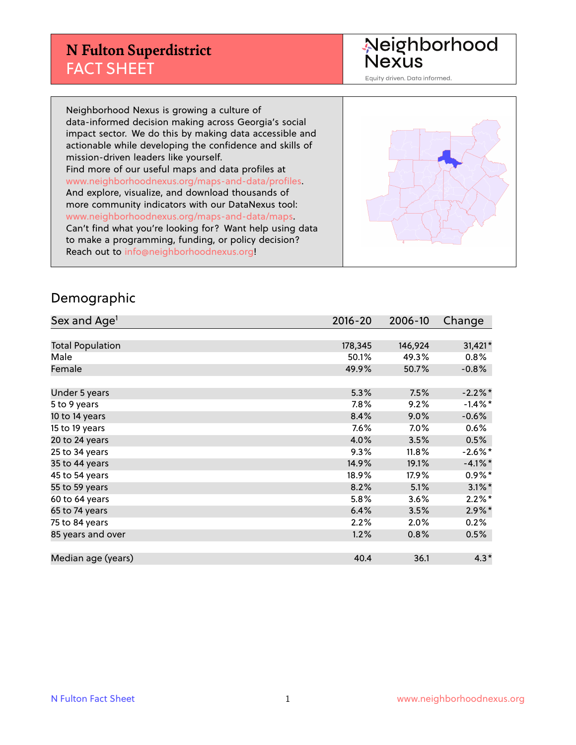# N Fulton Superdistrict
## FACT SHEET

Neighborhood Nexus
Equity driven. Data informed.

Neighborhood Nexus is growing a culture of data-informed decision making across Georgia's social impact sector. We do this by making data accessible and actionable while developing the confidence and skills of mission-driven leaders like yourself.
Find more of our useful maps and data profiles at www.neighborhoodnexus.org/maps-and-data/profiles.
And explore, visualize, and download thousands of more community indicators with our DataNexus tool: www.neighborhoodnexus.org/maps-and-data/maps.
Can't find what you're looking for? Want help using data to make a programming, funding, or policy decision? Reach out to info@neighborhoodnexus.org!

## Demographic

| Sex and Age[1] | 2016-20 | 2006-10 | Change |
|---|---|---|---|
| Total Population | 178,345 | 146,924 | 31,421* |
| Male | 50.1% | 49.3% | 0.8% |
| Female | 49.9% | 50.7% | -0.8% |
| | | | |
| Under 5 years | 5.3% | 7.5% | -2.2%* |
| 5 to 9 years | 7.8% | 9.2% | -1.4%* |
| 10 to 14 years | 8.4% | 9.0% | -0.6% |
| 15 to 19 years | 7.6% | 7.0% | 0.6% |
| 20 to 24 years | 4.0% | 3.5% | 0.5% |
| 25 to 34 years | 9.3% | 11.8% | -2.6%* |
| 35 to 44 years | 14.9% | 19.1% | -4.1%* |
| 45 to 54 years | 18.9% | 17.9% | 0.9%* |
| 55 to 59 years | 8.2% | 5.1% | 3.1%* |
| 60 to 64 years | 5.8% | 3.6% | 2.2%* |
| 65 to 74 years | 6.4% | 3.5% | 2.9%* |
| 75 to 84 years | 2.2% | 2.0% | 0.2% |
| 85 years and over | 1.2% | 0.8% | 0.5% |
| | | | |
| Median age (years) | 40.4 | 36.1 | 4.3* |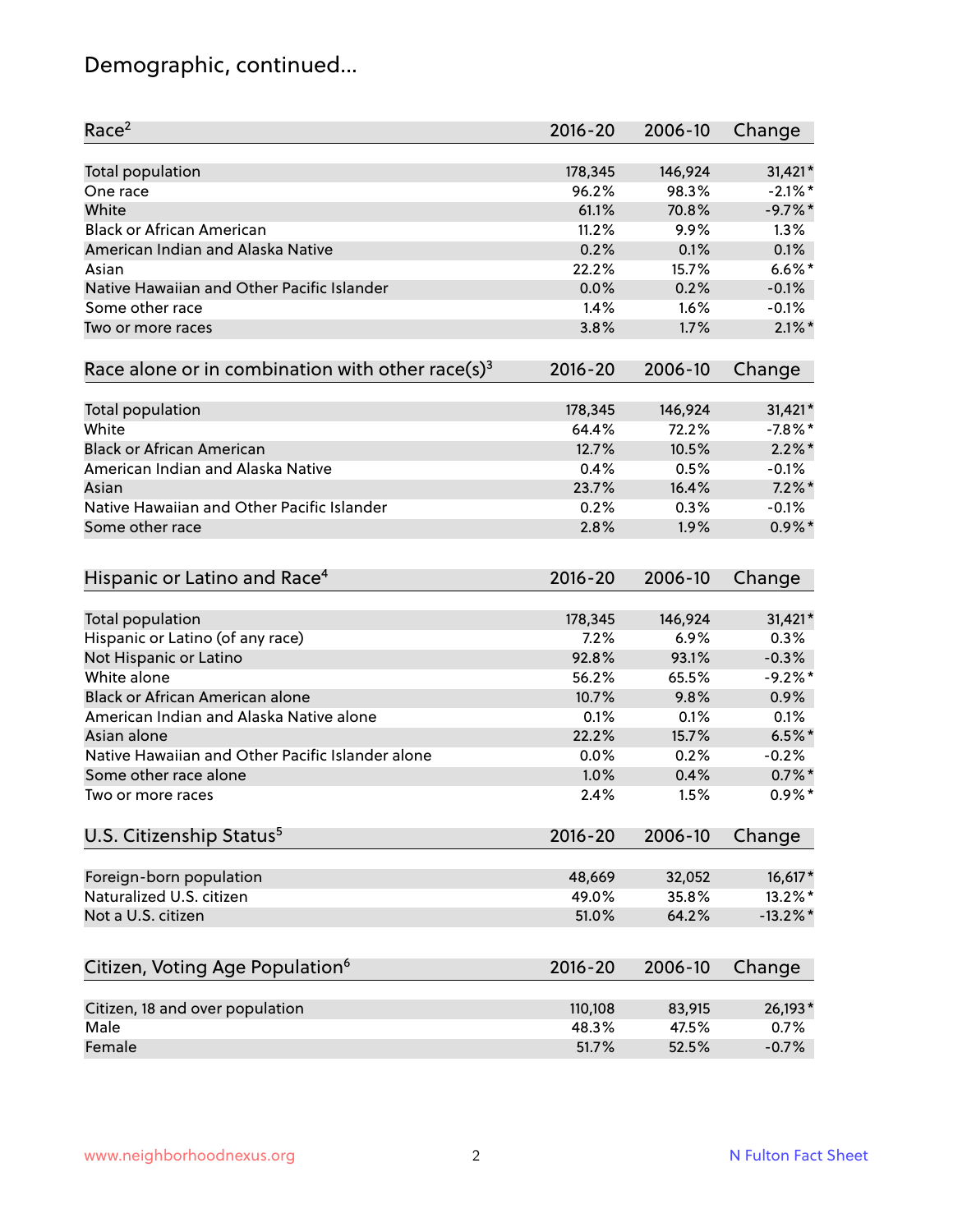# Demographic, continued...

| Race[2] | 2016-20 | 2006-10 | Change |
|---|---|---|---|
| Total population | 178,345 | 146,924 | 31,421* |
| One race | 96.2% | 98.3% | -2.1%* |
| White | 61.1% | 70.8% | -9.7%* |
| Black or African American | 11.2% | 9.9% | 1.3% |
| American Indian and Alaska Native | 0.2% | 0.1% | 0.1% |
| Asian | 22.2% | 15.7% | 6.6%* |
| Native Hawaiian and Other Pacific Islander | 0.0% | 0.2% | -0.1% |
| Some other race | 1.4% | 1.6% | -0.1% |
| Two or more races | 3.8% | 1.7% | 2.1%* |

| Race alone or in combination with other race(s)[3] | 2016-20 | 2006-10 | Change |
|---|---|---|---|
| Total population | 178,345 | 146,924 | 31,421* |
| White | 64.4% | 72.2% | -7.8%* |
| Black or African American | 12.7% | 10.5% | 2.2%* |
| American Indian and Alaska Native | 0.4% | 0.5% | -0.1% |
| Asian | 23.7% | 16.4% | 7.2%* |
| Native Hawaiian and Other Pacific Islander | 0.2% | 0.3% | -0.1% |
| Some other race | 2.8% | 1.9% | 0.9%* |

| Hispanic or Latino and Race[4] | 2016-20 | 2006-10 | Change |
|---|---|---|---|
| Total population | 178,345 | 146,924 | 31,421* |
| Hispanic or Latino (of any race) | 7.2% | 6.9% | 0.3% |
| Not Hispanic or Latino | 92.8% | 93.1% | -0.3% |
| White alone | 56.2% | 65.5% | -9.2%* |
| Black or African American alone | 10.7% | 9.8% | 0.9% |
| American Indian and Alaska Native alone | 0.1% | 0.1% | 0.1% |
| Asian alone | 22.2% | 15.7% | 6.5%* |
| Native Hawaiian and Other Pacific Islander alone | 0.0% | 0.2% | -0.2% |
| Some other race alone | 1.0% | 0.4% | 0.7%* |
| Two or more races | 2.4% | 1.5% | 0.9%* |

| U.S. Citizenship Status[5] | 2016-20 | 2006-10 | Change |
|---|---|---|---|
| Foreign-born population | 48,669 | 32,052 | 16,617* |
| Naturalized U.S. citizen | 49.0% | 35.8% | 13.2%* |
| Not a U.S. citizen | 51.0% | 64.2% | -13.2%* |

| Citizen, Voting Age Population[6] | 2016-20 | 2006-10 | Change |
|---|---|---|---|
| Citizen, 18 and over population | 110,108 | 83,915 | 26,193* |
| Male | 48.3% | 47.5% | 0.7% |
| Female | 51.7% | 52.5% | -0.7% |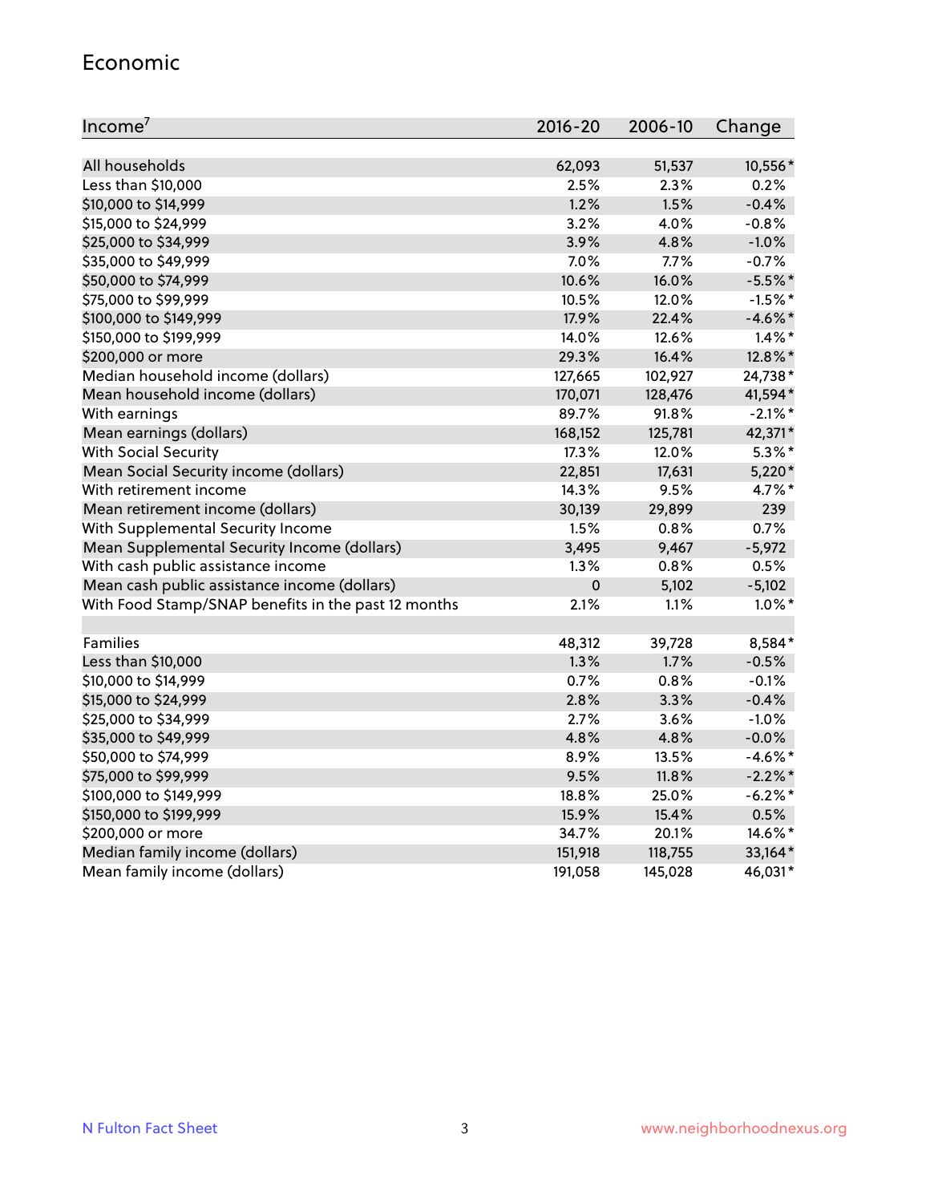## Economic

| Income[7] | 2016-20 | 2006-10 | Change |
|---|---|---|---|
| All households | 62,093 | 51,537 | 10,556* |
| Less than $10,000 | 2.5% | 2.3% | 0.2% |
| $10,000 to $14,999 | 1.2% | 1.5% | -0.4% |
| $15,000 to $24,999 | 3.2% | 4.0% | -0.8% |
| $25,000 to $34,999 | 3.9% | 4.8% | -1.0% |
| $35,000 to $49,999 | 7.0% | 7.7% | -0.7% |
| $50,000 to $74,999 | 10.6% | 16.0% | -5.5%* |
| $75,000 to $99,999 | 10.5% | 12.0% | -1.5%* |
| $100,000 to $149,999 | 17.9% | 22.4% | -4.6%* |
| $150,000 to $199,999 | 14.0% | 12.6% | 1.4%* |
| $200,000 or more | 29.3% | 16.4% | 12.8%* |
| Median household income (dollars) | 127,665 | 102,927 | 24,738* |
| Mean household income (dollars) | 170,071 | 128,476 | 41,594* |
| With earnings | 89.7% | 91.8% | -2.1%* |
| Mean earnings (dollars) | 168,152 | 125,781 | 42,371* |
| With Social Security | 17.3% | 12.0% | 5.3%* |
| Mean Social Security income (dollars) | 22,851 | 17,631 | 5,220* |
| With retirement income | 14.3% | 9.5% | 4.7%* |
| Mean retirement income (dollars) | 30,139 | 29,899 | 239 |
| With Supplemental Security Income | 1.5% | 0.8% | 0.7% |
| Mean Supplemental Security Income (dollars) | 3,495 | 9,467 | -5,972 |
| With cash public assistance income | 1.3% | 0.8% | 0.5% |
| Mean cash public assistance income (dollars) | 0 | 5,102 | -5,102 |
| With Food Stamp/SNAP benefits in the past 12 months | 2.1% | 1.1% | 1.0%* |
| | | | |
| Families | 48,312 | 39,728 | 8,584* |
| Less than $10,000 | 1.3% | 1.7% | -0.5% |
| $10,000 to $14,999 | 0.7% | 0.8% | -0.1% |
| $15,000 to $24,999 | 2.8% | 3.3% | -0.4% |
| $25,000 to $34,999 | 2.7% | 3.6% | -1.0% |
| $35,000 to $49,999 | 4.8% | 4.8% | -0.0% |
| $50,000 to $74,999 | 8.9% | 13.5% | -4.6%* |
| $75,000 to $99,999 | 9.5% | 11.8% | -2.2%* |
| $100,000 to $149,999 | 18.8% | 25.0% | -6.2%* |
| $150,000 to $199,999 | 15.9% | 15.4% | 0.5% |
| $200,000 or more | 34.7% | 20.1% | 14.6%* |
| Median family income (dollars) | 151,918 | 118,755 | 33,164* |
| Mean family income (dollars) | 191,058 | 145,028 | 46,031* |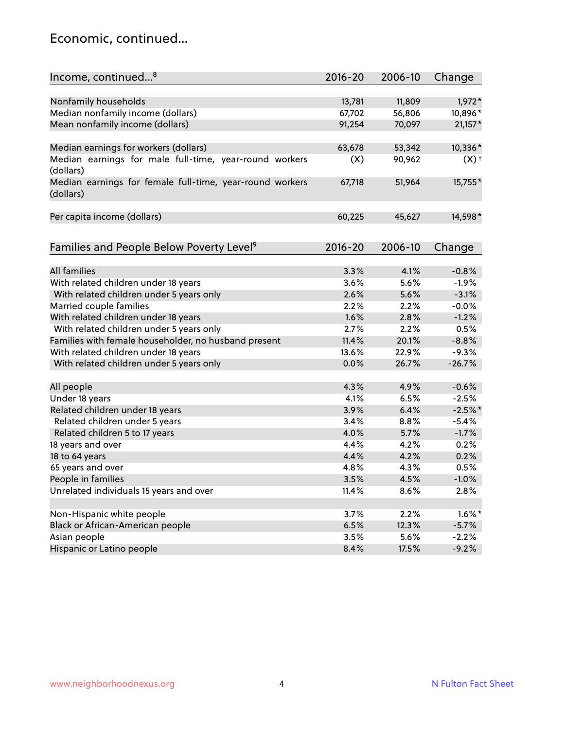## Economic, continued...

| Income, continued...[8] | 2016-20 | 2006-10 | Change |
|---|---|---|---|
| Nonfamily households | 13,781 | 11,809 | 1,972* |
| Median nonfamily income (dollars) | 67,702 | 56,806 | 10,896* |
| Mean nonfamily income (dollars) | 91,254 | 70,097 | 21,157* |
| Median earnings for workers (dollars) | 63,678 | 53,342 | 10,336* |
| Median earnings for male full-time, year-round workers (dollars) | (X) | 90,962 | (X)† |
| Median earnings for female full-time, year-round workers (dollars) | 67,718 | 51,964 | 15,755* |
| Per capita income (dollars) | 60,225 | 45,627 | 14,598* |

| Families and People Below Poverty Level[9] | 2016-20 | 2006-10 | Change |
|---|---|---|---|
| All families | 3.3% | 4.1% | -0.8% |
| With related children under 18 years | 3.6% | 5.6% | -1.9% |
| With related children under 5 years only | 2.6% | 5.6% | -3.1% |
| Married couple families | 2.2% | 2.2% | -0.0% |
| With related children under 18 years | 1.6% | 2.8% | -1.2% |
| With related children under 5 years only | 2.7% | 2.2% | 0.5% |
| Families with female householder, no husband present | 11.4% | 20.1% | -8.8% |
| With related children under 18 years | 13.6% | 22.9% | -9.3% |
| With related children under 5 years only | 0.0% | 26.7% | -26.7% |
| All people | 4.3% | 4.9% | -0.6% |
| Under 18 years | 4.1% | 6.5% | -2.5% |
| Related children under 18 years | 3.9% | 6.4% | -2.5%* |
| Related children under 5 years | 3.4% | 8.8% | -5.4% |
| Related children 5 to 17 years | 4.0% | 5.7% | -1.7% |
| 18 years and over | 4.4% | 4.2% | 0.2% |
| 18 to 64 years | 4.4% | 4.2% | 0.2% |
| 65 years and over | 4.8% | 4.3% | 0.5% |
| People in families | 3.5% | 4.5% | -1.0% |
| Unrelated individuals 15 years and over | 11.4% | 8.6% | 2.8% |
| Non-Hispanic white people | 3.7% | 2.2% | 1.6%* |
| Black or African-American people | 6.5% | 12.3% | -5.7% |
| Asian people | 3.5% | 5.6% | -2.2% |
| Hispanic or Latino people | 8.4% | 17.5% | -9.2% |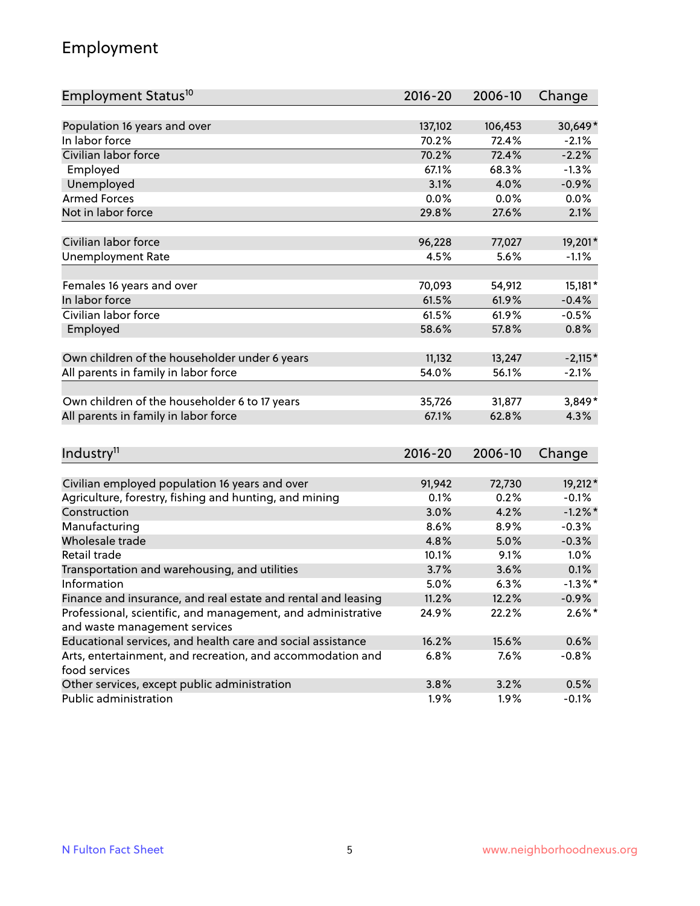## Employment

| Employment Status[10] | 2016-20 | 2006-10 | Change |
|---|---|---|---|
| Population 16 years and over | 137,102 | 106,453 | 30,649* |
| In labor force | 70.2% | 72.4% | -2.1% |
| Civilian labor force | 70.2% | 72.4% | -2.2% |
| Employed | 67.1% | 68.3% | -1.3% |
| Unemployed | 3.1% | 4.0% | -0.9% |
| Armed Forces | 0.0% | 0.0% | 0.0% |
| Not in labor force | 29.8% | 27.6% | 2.1% |
| | | | |
| Civilian labor force | 96,228 | 77,027 | 19,201* |
| Unemployment Rate | 4.5% | 5.6% | -1.1% |
| | | | |
| Females 16 years and over | 70,093 | 54,912 | 15,181* |
| In labor force | 61.5% | 61.9% | -0.4% |
| Civilian labor force | 61.5% | 61.9% | -0.5% |
| Employed | 58.6% | 57.8% | 0.8% |
| | | | |
| Own children of the householder under 6 years | 11,132 | 13,247 | -2,115* |
| All parents in family in labor force | 54.0% | 56.1% | -2.1% |
| | | | |
| Own children of the householder 6 to 17 years | 35,726 | 31,877 | 3,849* |
| All parents in family in labor force | 67.1% | 62.8% | 4.3% |

| Industry[11] | 2016-20 | 2006-10 | Change |
|---|---|---|---|
| Civilian employed population 16 years and over | 91,942 | 72,730 | 19,212* |
| Agriculture, forestry, fishing and hunting, and mining | 0.1% | 0.2% | -0.1% |
| Construction | 3.0% | 4.2% | -1.2%* |
| Manufacturing | 8.6% | 8.9% | -0.3% |
| Wholesale trade | 4.8% | 5.0% | -0.3% |
| Retail trade | 10.1% | 9.1% | 1.0% |
| Transportation and warehousing, and utilities | 3.7% | 3.6% | 0.1% |
| Information | 5.0% | 6.3% | -1.3%* |
| Finance and insurance, and real estate and rental and leasing | 11.2% | 12.2% | -0.9% |
| Professional, scientific, and management, and administrative and waste management services | 24.9% | 22.2% | 2.6%* |
| Educational services, and health care and social assistance | 16.2% | 15.6% | 0.6% |
| Arts, entertainment, and recreation, and accommodation and food services | 6.8% | 7.6% | -0.8% |
| Other services, except public administration | 3.8% | 3.2% | 0.5% |
| Public administration | 1.9% | 1.9% | -0.1% |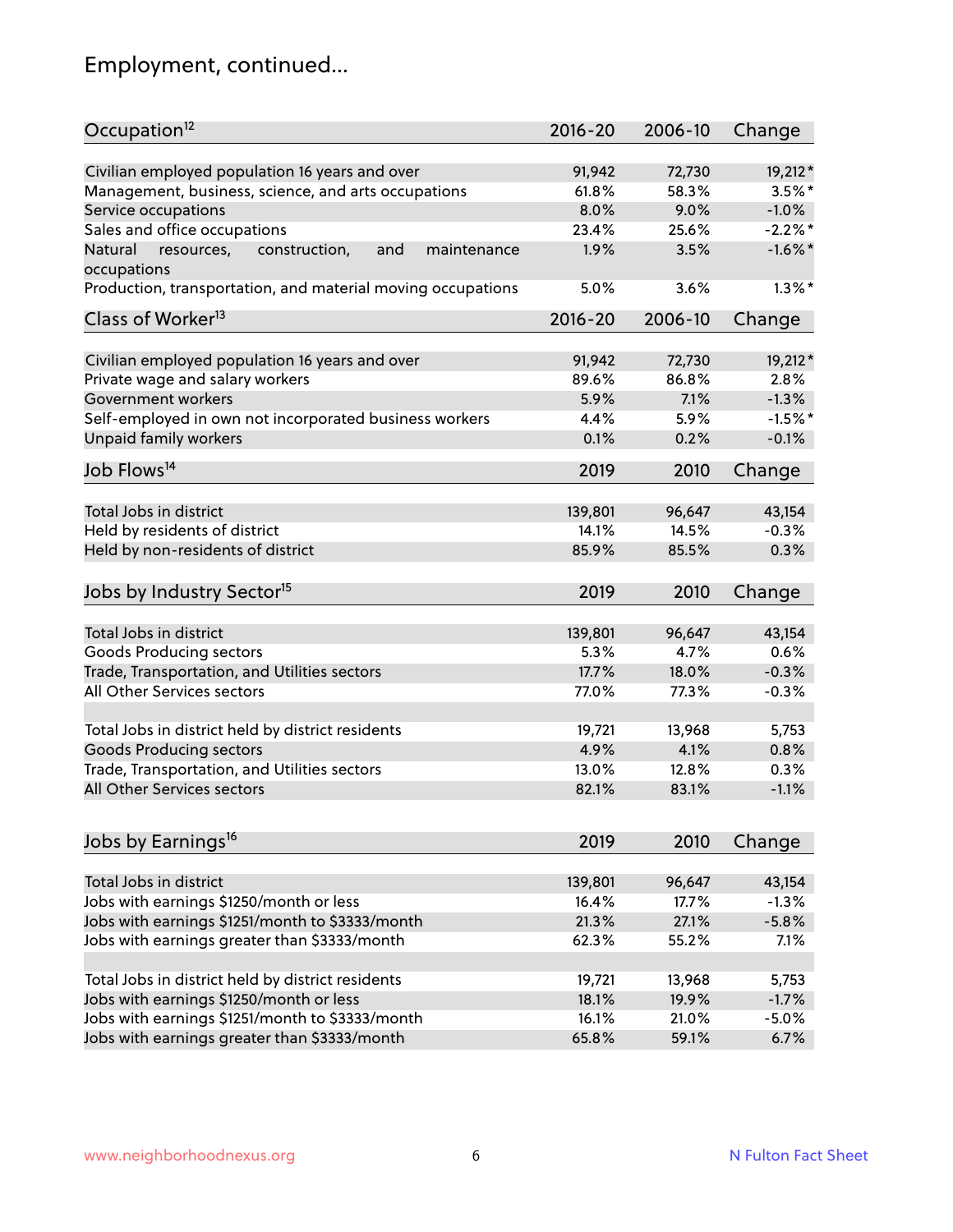# Employment, continued...

| Occupation[12] | 2016-20 | 2006-10 | Change |
|---|---|---|---|
| Civilian employed population 16 years and over | 91,942 | 72,730 | 19,212* |
| Management, business, science, and arts occupations | 61.8% | 58.3% | 3.5%* |
| Service occupations | 8.0% | 9.0% | -1.0% |
| Sales and office occupations | 23.4% | 25.6% | -2.2%* |
| Natural resources, construction, and maintenance occupations | 1.9% | 3.5% | -1.6%* |
| Production, transportation, and material moving occupations | 5.0% | 3.6% | 1.3%* |

| Class of Worker[13] | 2016-20 | 2006-10 | Change |
|---|---|---|---|
| Civilian employed population 16 years and over | 91,942 | 72,730 | 19,212* |
| Private wage and salary workers | 89.6% | 86.8% | 2.8% |
| Government workers | 5.9% | 7.1% | -1.3% |
| Self-employed in own not incorporated business workers | 4.4% | 5.9% | -1.5%* |
| Unpaid family workers | 0.1% | 0.2% | -0.1% |

| Job Flows[14] | 2019 | 2010 | Change |
|---|---|---|---|
| Total Jobs in district | 139,801 | 96,647 | 43,154 |
| Held by residents of district | 14.1% | 14.5% | -0.3% |
| Held by non-residents of district | 85.9% | 85.5% | 0.3% |

| Jobs by Industry Sector[15] | 2019 | 2010 | Change |
|---|---|---|---|
| Total Jobs in district | 139,801 | 96,647 | 43,154 |
| Goods Producing sectors | 5.3% | 4.7% | 0.6% |
| Trade, Transportation, and Utilities sectors | 17.7% | 18.0% | -0.3% |
| All Other Services sectors | 77.0% | 77.3% | -0.3% |
| | | | |
| Total Jobs in district held by district residents | 19,721 | 13,968 | 5,753 |
| Goods Producing sectors | 4.9% | 4.1% | 0.8% |
| Trade, Transportation, and Utilities sectors | 13.0% | 12.8% | 0.3% |
| All Other Services sectors | 82.1% | 83.1% | -1.1% |

| Jobs by Earnings[16] | 2019 | 2010 | Change |
|---|---|---|---|
| Total Jobs in district | 139,801 | 96,647 | 43,154 |
| Jobs with earnings $1250/month or less | 16.4% | 17.7% | -1.3% |
| Jobs with earnings $1251/month to $3333/month | 21.3% | 27.1% | -5.8% |
| Jobs with earnings greater than $3333/month | 62.3% | 55.2% | 7.1% |
| | | | |
| Total Jobs in district held by district residents | 19,721 | 13,968 | 5,753 |
| Jobs with earnings $1250/month or less | 18.1% | 19.9% | -1.7% |
| Jobs with earnings $1251/month to $3333/month | 16.1% | 21.0% | -5.0% |
| Jobs with earnings greater than $3333/month | 65.8% | 59.1% | 6.7% |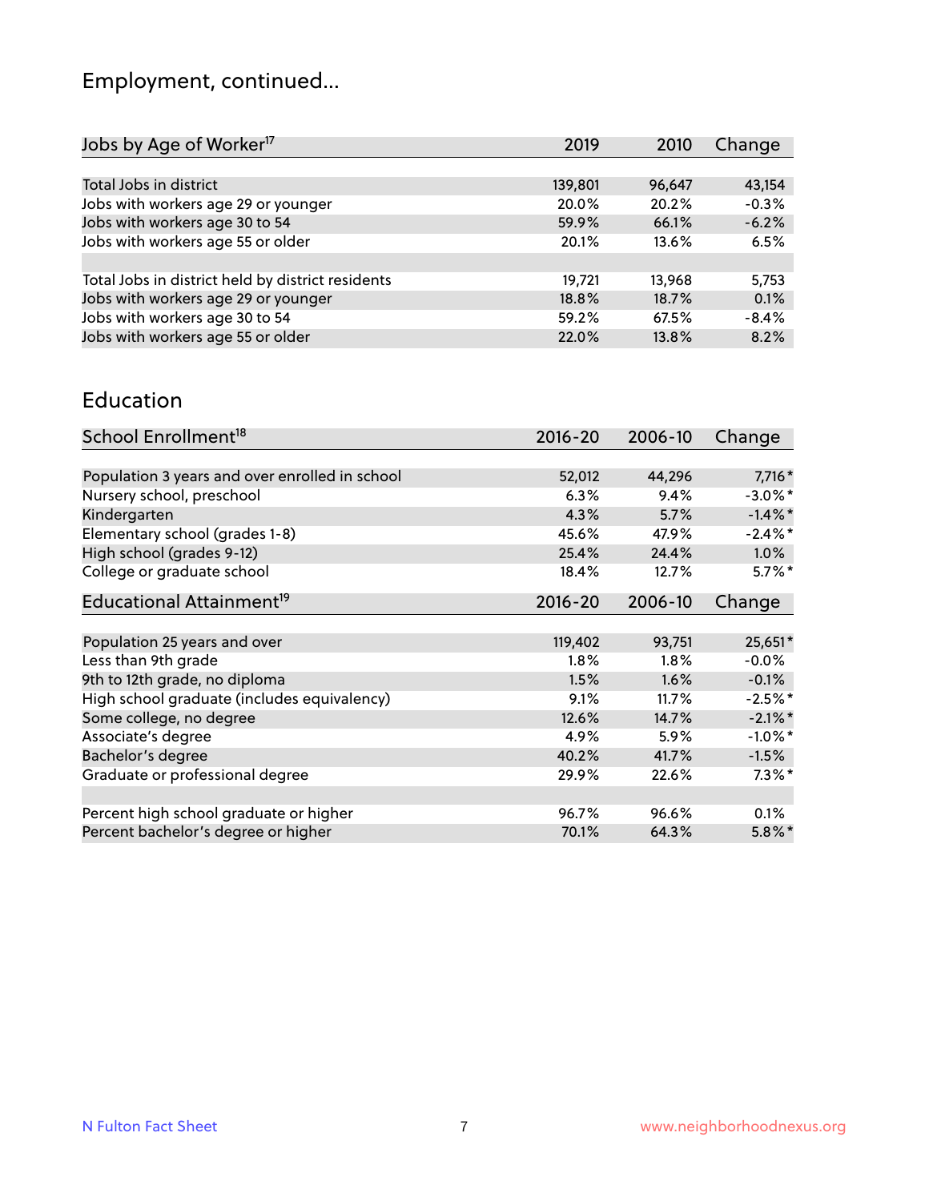## Employment, continued...

| Jobs by Age of Worker[17] | 2019 | 2010 | Change |
|---|---|---|---|
| Total Jobs in district | 139,801 | 96,647 | 43,154 |
| Jobs with workers age 29 or younger | 20.0% | 20.2% | -0.3% |
| Jobs with workers age 30 to 54 | 59.9% | 66.1% | -6.2% |
| Jobs with workers age 55 or older | 20.1% | 13.6% | 6.5% |
| | | | |
| Total Jobs in district held by district residents | 19,721 | 13,968 | 5,753 |
| Jobs with workers age 29 or younger | 18.8% | 18.7% | 0.1% |
| Jobs with workers age 30 to 54 | 59.2% | 67.5% | -8.4% |
| Jobs with workers age 55 or older | 22.0% | 13.8% | 8.2% |

## Education

| School Enrollment[18] | 2016-20 | 2006-10 | Change |
|---|---|---|---|
| Population 3 years and over enrolled in school | 52,012 | 44,296 | 7,716* |
| Nursery school, preschool | 6.3% | 9.4% | -3.0%* |
| Kindergarten | 4.3% | 5.7% | -1.4%* |
| Elementary school (grades 1-8) | 45.6% | 47.9% | -2.4%* |
| High school (grades 9-12) | 25.4% | 24.4% | 1.0% |
| College or graduate school | 18.4% | 12.7% | 5.7%* |

| Educational Attainment[19] | 2016-20 | 2006-10 | Change |
|---|---|---|---|
| Population 25 years and over | 119,402 | 93,751 | 25,651* |
| Less than 9th grade | 1.8% | 1.8% | -0.0% |
| 9th to 12th grade, no diploma | 1.5% | 1.6% | -0.1% |
| High school graduate (includes equivalency) | 9.1% | 11.7% | -2.5%* |
| Some college, no degree | 12.6% | 14.7% | -2.1%* |
| Associate's degree | 4.9% | 5.9% | -1.0%* |
| Bachelor's degree | 40.2% | 41.7% | -1.5% |
| Graduate or professional degree | 29.9% | 22.6% | 7.3%* |
| | | | |
| Percent high school graduate or higher | 96.7% | 96.6% | 0.1% |
| Percent bachelor's degree or higher | 70.1% | 64.3% | 5.8%* |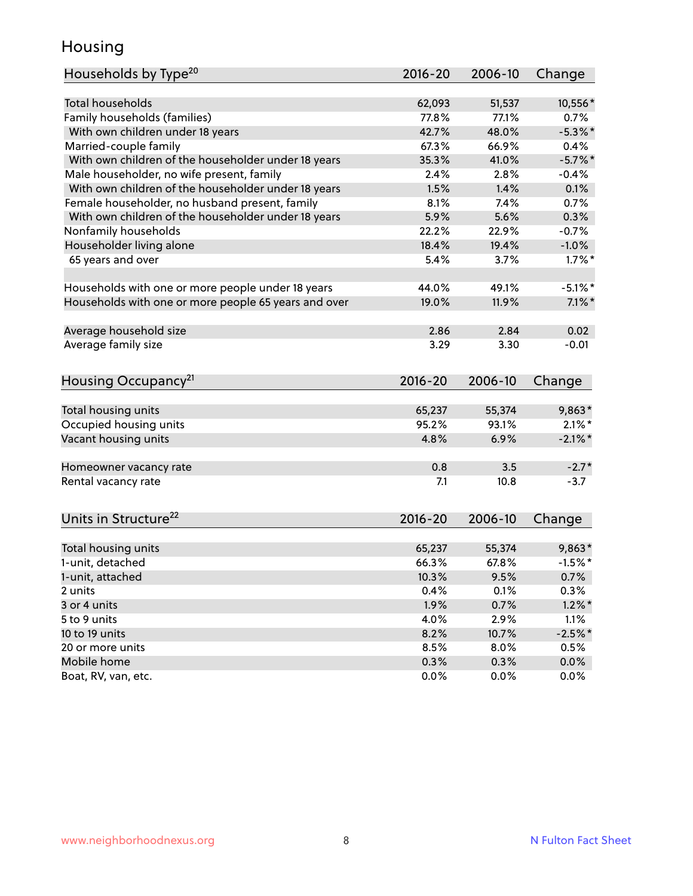# Housing

| Households by Type[20] | 2016-20 | 2006-10 | Change |
|---|---|---|---|
| Total households | 62,093 | 51,537 | 10,556* |
| Family households (families) | 77.8% | 77.1% | 0.7% |
| With own children under 18 years | 42.7% | 48.0% | -5.3%* |
| Married-couple family | 67.3% | 66.9% | 0.4% |
| With own children of the householder under 18 years | 35.3% | 41.0% | -5.7%* |
| Male householder, no wife present, family | 2.4% | 2.8% | -0.4% |
| With own children of the householder under 18 years | 1.5% | 1.4% | 0.1% |
| Female householder, no husband present, family | 8.1% | 7.4% | 0.7% |
| With own children of the householder under 18 years | 5.9% | 5.6% | 0.3% |
| Nonfamily households | 22.2% | 22.9% | -0.7% |
| Householder living alone | 18.4% | 19.4% | -1.0% |
| 65 years and over | 5.4% | 3.7% | 1.7%* |
| | | | |
| Households with one or more people under 18 years | 44.0% | 49.1% | -5.1%* |
| Households with one or more people 65 years and over | 19.0% | 11.9% | 7.1%* |
| | | | |
| Average household size | 2.86 | 2.84 | 0.02 |
| Average family size | 3.29 | 3.30 | -0.01 |

| Housing Occupancy[21] | 2016-20 | 2006-10 | Change |
|---|---|---|---|
| Total housing units | 65,237 | 55,374 | 9,863* |
| Occupied housing units | 95.2% | 93.1% | 2.1%* |
| Vacant housing units | 4.8% | 6.9% | -2.1%* |
| | | | |
| Homeowner vacancy rate | 0.8 | 3.5 | -2.7* |
| Rental vacancy rate | 7.1 | 10.8 | -3.7 |

| Units in Structure[22] | 2016-20 | 2006-10 | Change |
|---|---|---|---|
| Total housing units | 65,237 | 55,374 | 9,863* |
| 1-unit, detached | 66.3% | 67.8% | -1.5%* |
| 1-unit, attached | 10.3% | 9.5% | 0.7% |
| 2 units | 0.4% | 0.1% | 0.3% |
| 3 or 4 units | 1.9% | 0.7% | 1.2%* |
| 5 to 9 units | 4.0% | 2.9% | 1.1% |
| 10 to 19 units | 8.2% | 10.7% | -2.5%* |
| 20 or more units | 8.5% | 8.0% | 0.5% |
| Mobile home | 0.3% | 0.3% | 0.0% |
| Boat, RV, van, etc. | 0.0% | 0.0% | 0.0% |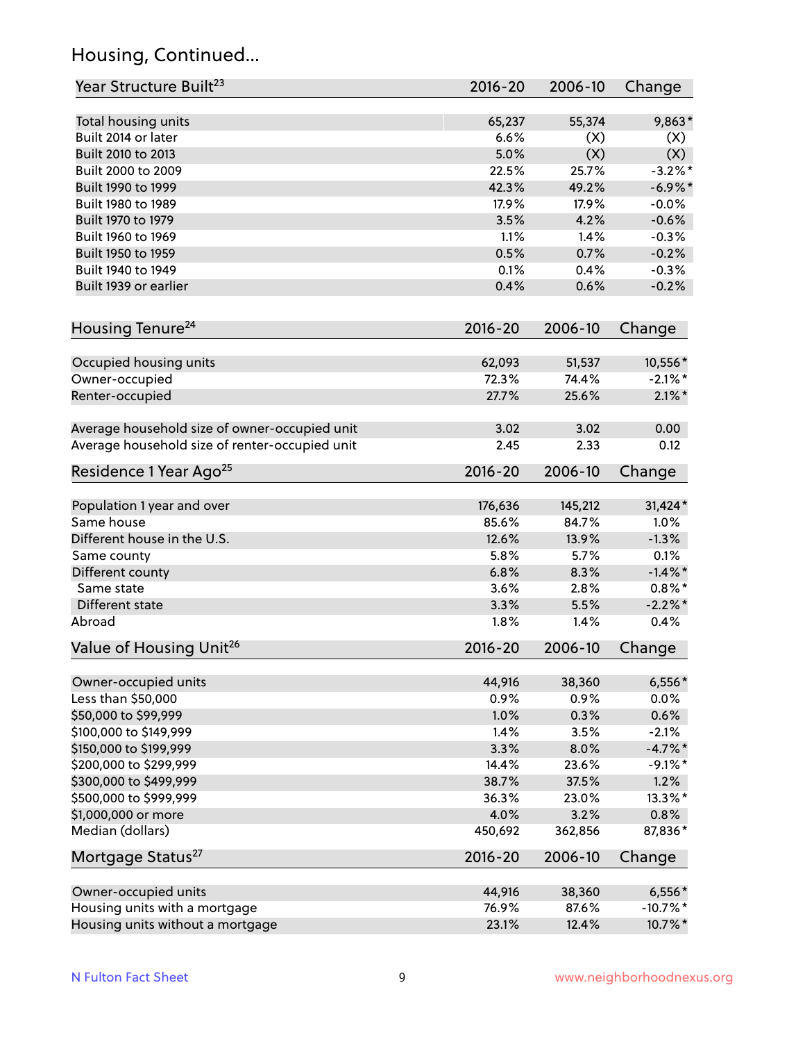## Housing, Continued...

| Year Structure Built[23] | 2016-20 | 2006-10 | Change |
|---|---|---|---|
| Total housing units | 65,237 | 55,374 | 9,863* |
| Built 2014 or later | 6.6% | (X) | (X) |
| Built 2010 to 2013 | 5.0% | (X) | (X) |
| Built 2000 to 2009 | 22.5% | 25.7% | -3.2%* |
| Built 1990 to 1999 | 42.3% | 49.2% | -6.9%* |
| Built 1980 to 1989 | 17.9% | 17.9% | -0.0% |
| Built 1970 to 1979 | 3.5% | 4.2% | -0.6% |
| Built 1960 to 1969 | 1.1% | 1.4% | -0.3% |
| Built 1950 to 1959 | 0.5% | 0.7% | -0.2% |
| Built 1940 to 1949 | 0.1% | 0.4% | -0.3% |
| Built 1939 or earlier | 0.4% | 0.6% | -0.2% |

| Housing Tenure[24] | 2016-20 | 2006-10 | Change |
|---|---|---|---|
| Occupied housing units | 62,093 | 51,537 | 10,556* |
| Owner-occupied | 72.3% | 74.4% | -2.1%* |
| Renter-occupied | 27.7% | 25.6% | 2.1%* |
| Average household size of owner-occupied unit | 3.02 | 3.02 | 0.00 |
| Average household size of renter-occupied unit | 2.45 | 2.33 | 0.12 |

| Residence 1 Year Ago[25] | 2016-20 | 2006-10 | Change |
|---|---|---|---|
| Population 1 year and over | 176,636 | 145,212 | 31,424* |
| Same house | 85.6% | 84.7% | 1.0% |
| Different house in the U.S. | 12.6% | 13.9% | -1.3% |
| Same county | 5.8% | 5.7% | 0.1% |
| Different county | 6.8% | 8.3% | -1.4%* |
| Same state | 3.6% | 2.8% | 0.8%* |
| Different state | 3.3% | 5.5% | -2.2%* |
| Abroad | 1.8% | 1.4% | 0.4% |

| Value of Housing Unit[26] | 2016-20 | 2006-10 | Change |
|---|---|---|---|
| Owner-occupied units | 44,916 | 38,360 | 6,556* |
| Less than $50,000 | 0.9% | 0.9% | 0.0% |
| $50,000 to $99,999 | 1.0% | 0.3% | 0.6% |
| $100,000 to $149,999 | 1.4% | 3.5% | -2.1% |
| $150,000 to $199,999 | 3.3% | 8.0% | -4.7%* |
| $200,000 to $299,999 | 14.4% | 23.6% | -9.1%* |
| $300,000 to $499,999 | 38.7% | 37.5% | 1.2% |
| $500,000 to $999,999 | 36.3% | 23.0% | 13.3%* |
| $1,000,000 or more | 4.0% | 3.2% | 0.8% |
| Median (dollars) | 450,692 | 362,856 | 87,836* |

| Mortgage Status[27] | 2016-20 | 2006-10 | Change |
|---|---|---|---|
| Owner-occupied units | 44,916 | 38,360 | 6,556* |
| Housing units with a mortgage | 76.9% | 87.6% | -10.7%* |
| Housing units without a mortgage | 23.1% | 12.4% | 10.7%* |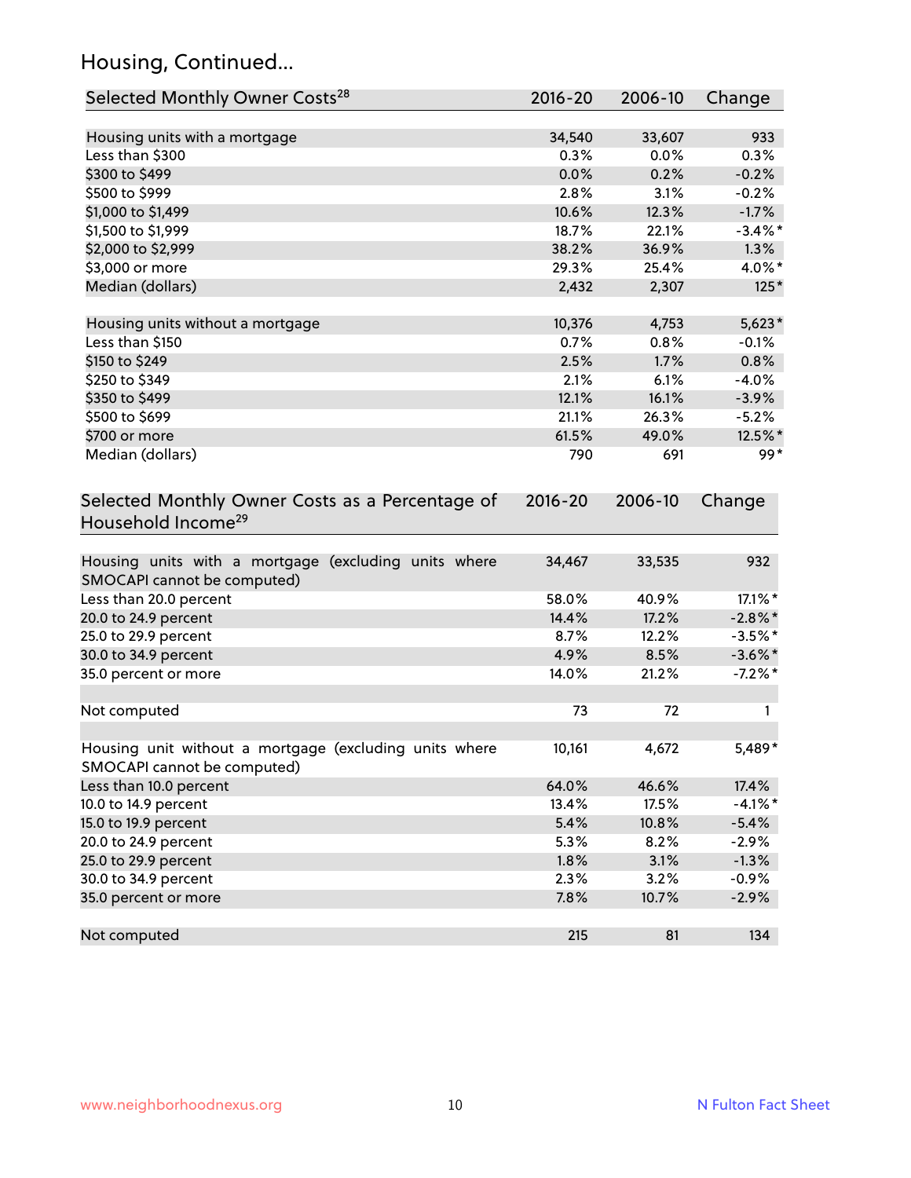## Housing, Continued...

| Selected Monthly Owner Costs[28] | 2016-20 | 2006-10 | Change |
|---|---|---|---|
| Housing units with a mortgage | 34,540 | 33,607 | 933 |
| Less than $300 | 0.3% | 0.0% | 0.3% |
| $300 to $499 | 0.0% | 0.2% | -0.2% |
| $500 to $999 | 2.8% | 3.1% | -0.2% |
| $1,000 to $1,499 | 10.6% | 12.3% | -1.7% |
| $1,500 to $1,999 | 18.7% | 22.1% | -3.4%* |
| $2,000 to $2,999 | 38.2% | 36.9% | 1.3% |
| $3,000 or more | 29.3% | 25.4% | 4.0%* |
| Median (dollars) | 2,432 | 2,307 | 125* |
| | | | |
| Housing units without a mortgage | 10,376 | 4,753 | 5,623* |
| Less than $150 | 0.7% | 0.8% | -0.1% |
| $150 to $249 | 2.5% | 1.7% | 0.8% |
| $250 to $349 | 2.1% | 6.1% | -4.0% |
| $350 to $499 | 12.1% | 16.1% | -3.9% |
| $500 to $699 | 21.1% | 26.3% | -5.2% |
| $700 or more | 61.5% | 49.0% | 12.5%* |
| Median (dollars) | 790 | 691 | 99* |

| Selected Monthly Owner Costs as a Percentage of Household Income[29] | 2016-20 | 2006-10 | Change |
|---|---|---|---|
| Housing units with a mortgage (excluding units where SMOCAPI cannot be computed) | 34,467 | 33,535 | 932 |
| Less than 20.0 percent | 58.0% | 40.9% | 17.1%* |
| 20.0 to 24.9 percent | 14.4% | 17.2% | -2.8%* |
| 25.0 to 29.9 percent | 8.7% | 12.2% | -3.5%* |
| 30.0 to 34.9 percent | 4.9% | 8.5% | -3.6%* |
| 35.0 percent or more | 14.0% | 21.2% | -7.2%* |
| | | | |
| Not computed | 73 | 72 | 1 |
| | | | |
| Housing unit without a mortgage (excluding units where SMOCAPI cannot be computed) | 10,161 | 4,672 | 5,489* |
| Less than 10.0 percent | 64.0% | 46.6% | 17.4% |
| 10.0 to 14.9 percent | 13.4% | 17.5% | -4.1%* |
| 15.0 to 19.9 percent | 5.4% | 10.8% | -5.4% |
| 20.0 to 24.9 percent | 5.3% | 8.2% | -2.9% |
| 25.0 to 29.9 percent | 1.8% | 3.1% | -1.3% |
| 30.0 to 34.9 percent | 2.3% | 3.2% | -0.9% |
| 35.0 percent or more | 7.8% | 10.7% | -2.9% |
| | | | |
| Not computed | 215 | 81 | 134 |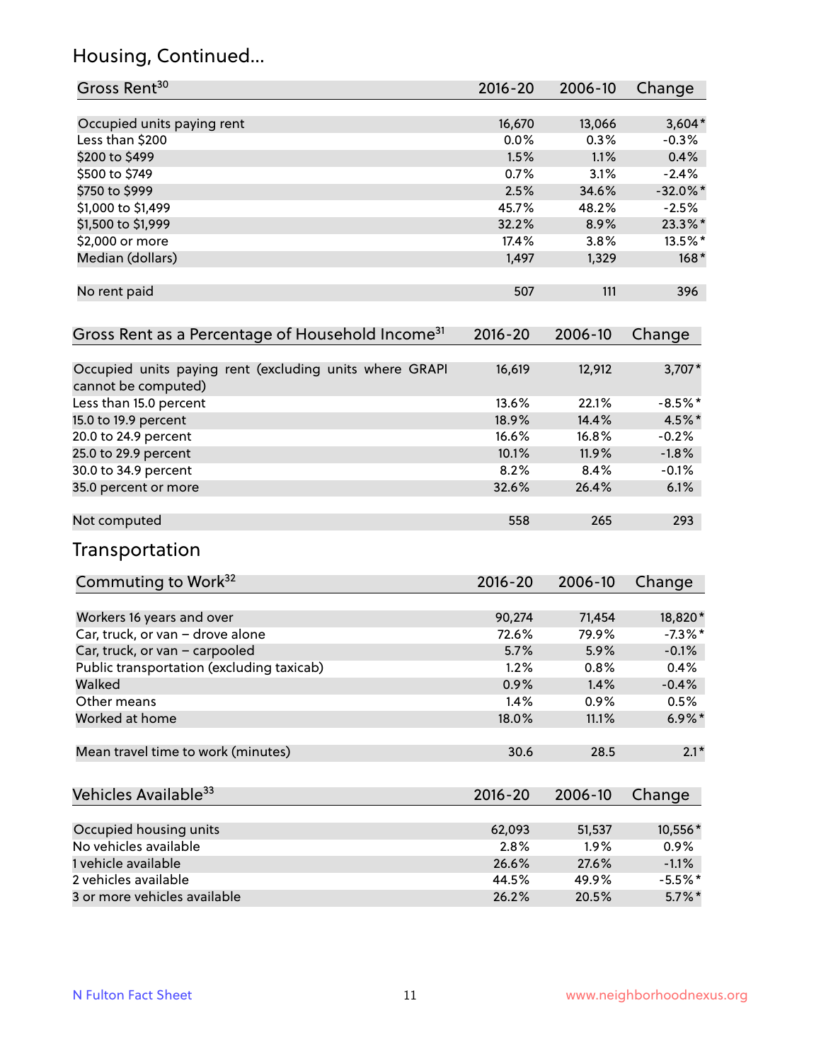## Housing, Continued...

| Gross Rent[30] | 2016-20 | 2006-10 | Change |
|---|---|---|---|
| Occupied units paying rent | 16,670 | 13,066 | 3,604* |
| Less than $200 | 0.0% | 0.3% | -0.3% |
| $200 to $499 | 1.5% | 1.1% | 0.4% |
| $500 to $749 | 0.7% | 3.1% | -2.4% |
| $750 to $999 | 2.5% | 34.6% | -32.0%* |
| $1,000 to $1,499 | 45.7% | 48.2% | -2.5% |
| $1,500 to $1,999 | 32.2% | 8.9% | 23.3%* |
| $2,000 or more | 17.4% | 3.8% | 13.5%* |
| Median (dollars) | 1,497 | 1,329 | 168* |
| No rent paid | 507 | 111 | 396 |

| Gross Rent as a Percentage of Household Income[31] | 2016-20 | 2006-10 | Change |
|---|---|---|---|
| Occupied units paying rent (excluding units where GRAPI cannot be computed) | 16,619 | 12,912 | 3,707* |
| Less than 15.0 percent | 13.6% | 22.1% | -8.5%* |
| 15.0 to 19.9 percent | 18.9% | 14.4% | 4.5%* |
| 20.0 to 24.9 percent | 16.6% | 16.8% | -0.2% |
| 25.0 to 29.9 percent | 10.1% | 11.9% | -1.8% |
| 30.0 to 34.9 percent | 8.2% | 8.4% | -0.1% |
| 35.0 percent or more | 32.6% | 26.4% | 6.1% |
| Not computed | 558 | 265 | 293 |

## Transportation

| Commuting to Work[32] | 2016-20 | 2006-10 | Change |
|---|---|---|---|
| Workers 16 years and over | 90,274 | 71,454 | 18,820* |
| Car, truck, or van – drove alone | 72.6% | 79.9% | -7.3%* |
| Car, truck, or van – carpooled | 5.7% | 5.9% | -0.1% |
| Public transportation (excluding taxicab) | 1.2% | 0.8% | 0.4% |
| Walked | 0.9% | 1.4% | -0.4% |
| Other means | 1.4% | 0.9% | 0.5% |
| Worked at home | 18.0% | 11.1% | 6.9%* |
| Mean travel time to work (minutes) | 30.6 | 28.5 | 2.1* |

| Vehicles Available[33] | 2016-20 | 2006-10 | Change |
|---|---|---|---|
| Occupied housing units | 62,093 | 51,537 | 10,556* |
| No vehicles available | 2.8% | 1.9% | 0.9% |
| 1 vehicle available | 26.6% | 27.6% | -1.1% |
| 2 vehicles available | 44.5% | 49.9% | -5.5%* |
| 3 or more vehicles available | 26.2% | 20.5% | 5.7%* |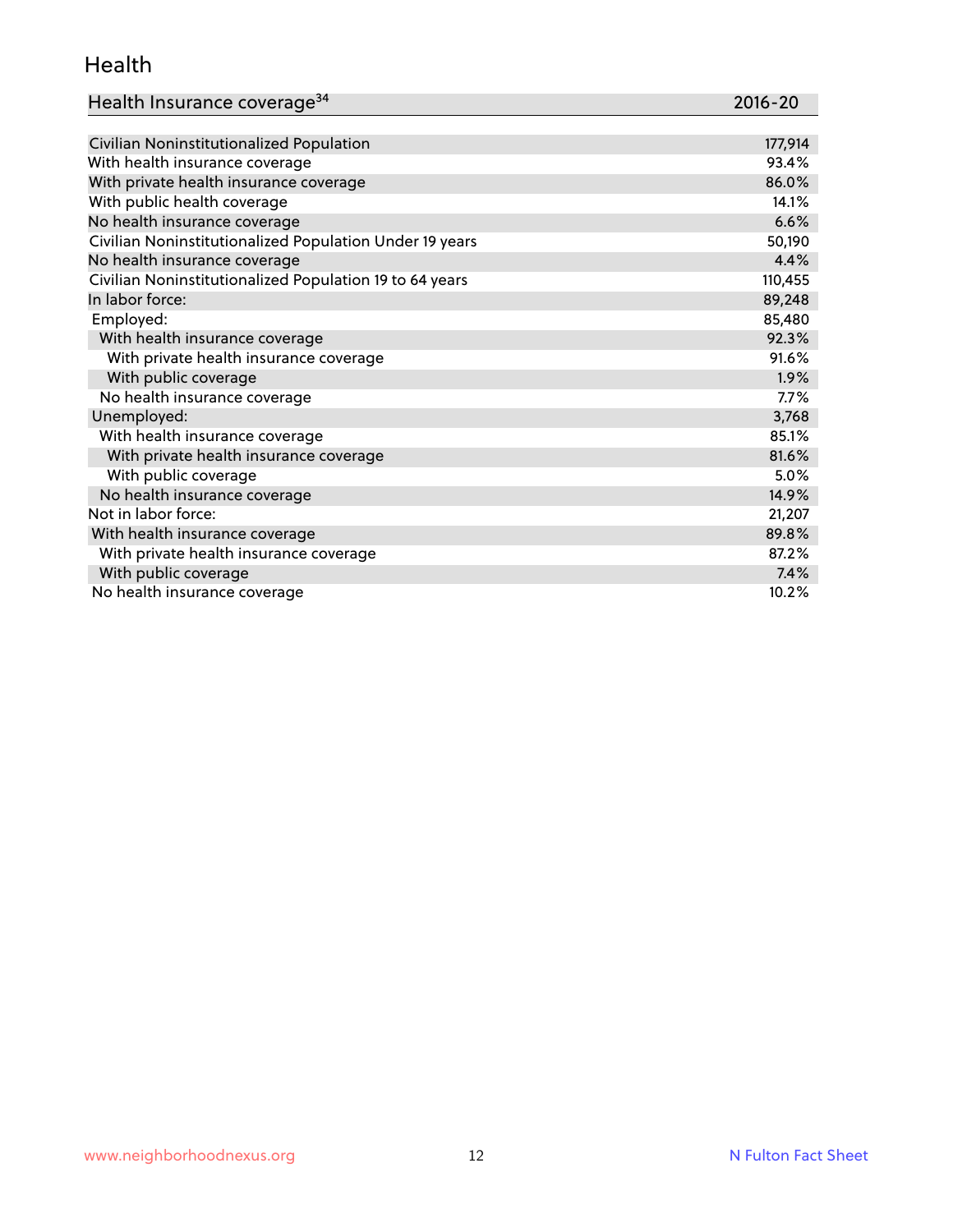## Health

| Health Insurance coverage[34] | 2016-20 |
|---|---|
| Civilian Noninstitutionalized Population | 177,914 |
| With health insurance coverage | 93.4% |
| With private health insurance coverage | 86.0% |
| With public health coverage | 14.1% |
| No health insurance coverage | 6.6% |
| Civilian Noninstitutionalized Population Under 19 years | 50,190 |
| No health insurance coverage | 4.4% |
| Civilian Noninstitutionalized Population 19 to 64 years | 110,455 |
| In labor force: | 89,248 |
| Employed: | 85,480 |
| With health insurance coverage | 92.3% |
| With private health insurance coverage | 91.6% |
| With public coverage | 1.9% |
| No health insurance coverage | 7.7% |
| Unemployed: | 3,768 |
| With health insurance coverage | 85.1% |
| With private health insurance coverage | 81.6% |
| With public coverage | 5.0% |
| No health insurance coverage | 14.9% |
| Not in labor force: | 21,207 |
| With health insurance coverage | 89.8% |
| With private health insurance coverage | 87.2% |
| With public coverage | 7.4% |
| No health insurance coverage | 10.2% |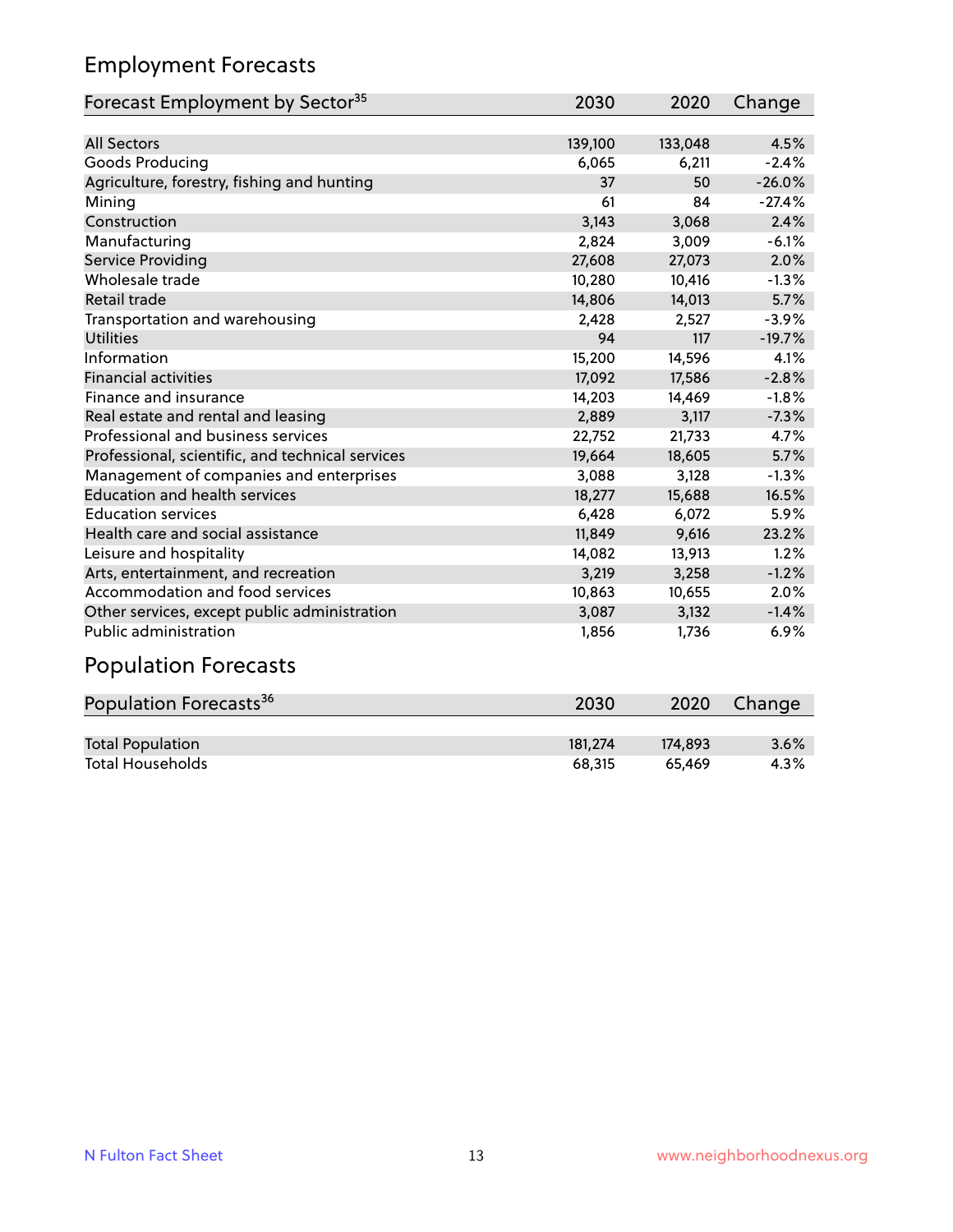## Employment Forecasts

| Forecast Employment by Sector[35] | 2030 | 2020 | Change |
|---|---|---|---|
| All Sectors | 139,100 | 133,048 | 4.5% |
| Goods Producing | 6,065 | 6,211 | -2.4% |
| Agriculture, forestry, fishing and hunting | 37 | 50 | -26.0% |
| Mining | 61 | 84 | -27.4% |
| Construction | 3,143 | 3,068 | 2.4% |
| Manufacturing | 2,824 | 3,009 | -6.1% |
| Service Providing | 27,608 | 27,073 | 2.0% |
| Wholesale trade | 10,280 | 10,416 | -1.3% |
| Retail trade | 14,806 | 14,013 | 5.7% |
| Transportation and warehousing | 2,428 | 2,527 | -3.9% |
| Utilities | 94 | 117 | -19.7% |
| Information | 15,200 | 14,596 | 4.1% |
| Financial activities | 17,092 | 17,586 | -2.8% |
| Finance and insurance | 14,203 | 14,469 | -1.8% |
| Real estate and rental and leasing | 2,889 | 3,117 | -7.3% |
| Professional and business services | 22,752 | 21,733 | 4.7% |
| Professional, scientific, and technical services | 19,664 | 18,605 | 5.7% |
| Management of companies and enterprises | 3,088 | 3,128 | -1.3% |
| Education and health services | 18,277 | 15,688 | 16.5% |
| Education services | 6,428 | 6,072 | 5.9% |
| Health care and social assistance | 11,849 | 9,616 | 23.2% |
| Leisure and hospitality | 14,082 | 13,913 | 1.2% |
| Arts, entertainment, and recreation | 3,219 | 3,258 | -1.2% |
| Accommodation and food services | 10,863 | 10,655 | 2.0% |
| Other services, except public administration | 3,087 | 3,132 | -1.4% |
| Public administration | 1,856 | 1,736 | 6.9% |

## Population Forecasts

| Population Forecasts[36] | 2030 | 2020 | Change |
|---|---|---|---|
| Total Population | 181,274 | 174,893 | 3.6% |
| Total Households | 68,315 | 65,469 | 4.3% |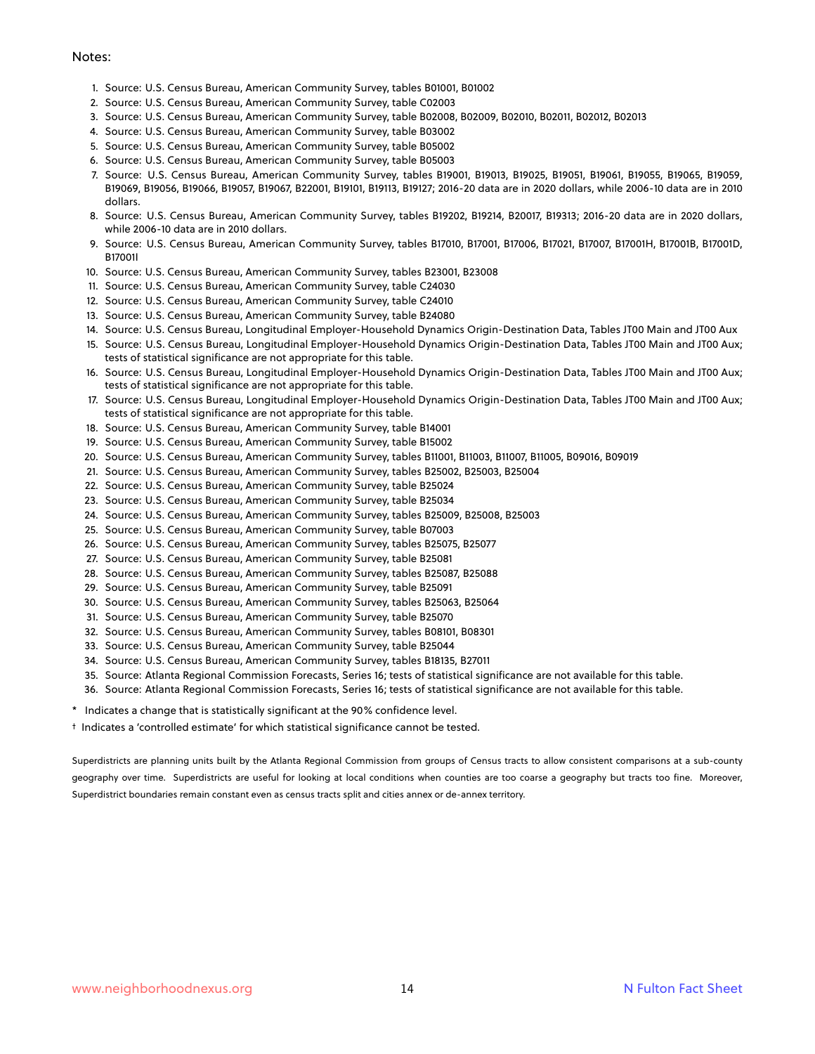Notes:

1. Source: U.S. Census Bureau, American Community Survey, tables B01001, B01002
2. Source: U.S. Census Bureau, American Community Survey, table C02003
3. Source: U.S. Census Bureau, American Community Survey, table B02008, B02009, B02010, B02011, B02012, B02013
4. Source: U.S. Census Bureau, American Community Survey, table B03002
5. Source: U.S. Census Bureau, American Community Survey, table B05002
6. Source: U.S. Census Bureau, American Community Survey, table B05003
7. Source: U.S. Census Bureau, American Community Survey, tables B19001, B19013, B19025, B19051, B19061, B19055, B19065, B19059, B19069, B19056, B19066, B19057, B19067, B22001, B19101, B19113, B19127; 2016-20 data are in 2020 dollars, while 2006-10 data are in 2010 dollars.
8. Source: U.S. Census Bureau, American Community Survey, tables B19202, B19214, B20017, B19313; 2016-20 data are in 2020 dollars, while 2006-10 data are in 2010 dollars.
9. Source: U.S. Census Bureau, American Community Survey, tables B17010, B17001, B17006, B17021, B17007, B17001H, B17001B, B17001D, B17001I
10. Source: U.S. Census Bureau, American Community Survey, tables B23001, B23008
11. Source: U.S. Census Bureau, American Community Survey, table C24030
12. Source: U.S. Census Bureau, American Community Survey, table C24010
13. Source: U.S. Census Bureau, American Community Survey, table B24080
14. Source: U.S. Census Bureau, Longitudinal Employer-Household Dynamics Origin-Destination Data, Tables JT00 Main and JT00 Aux
15. Source: U.S. Census Bureau, Longitudinal Employer-Household Dynamics Origin-Destination Data, Tables JT00 Main and JT00 Aux; tests of statistical significance are not appropriate for this table.
16. Source: U.S. Census Bureau, Longitudinal Employer-Household Dynamics Origin-Destination Data, Tables JT00 Main and JT00 Aux; tests of statistical significance are not appropriate for this table.
17. Source: U.S. Census Bureau, Longitudinal Employer-Household Dynamics Origin-Destination Data, Tables JT00 Main and JT00 Aux; tests of statistical significance are not appropriate for this table.
18. Source: U.S. Census Bureau, American Community Survey, table B14001
19. Source: U.S. Census Bureau, American Community Survey, table B15002
20. Source: U.S. Census Bureau, American Community Survey, tables B11001, B11003, B11007, B11005, B09016, B09019
21. Source: U.S. Census Bureau, American Community Survey, tables B25002, B25003, B25004
22. Source: U.S. Census Bureau, American Community Survey, table B25024
23. Source: U.S. Census Bureau, American Community Survey, table B25034
24. Source: U.S. Census Bureau, American Community Survey, tables B25009, B25008, B25003
25. Source: U.S. Census Bureau, American Community Survey, table B07003
26. Source: U.S. Census Bureau, American Community Survey, tables B25075, B25077
27. Source: U.S. Census Bureau, American Community Survey, table B25081
28. Source: U.S. Census Bureau, American Community Survey, tables B25087, B25088
29. Source: U.S. Census Bureau, American Community Survey, table B25091
30. Source: U.S. Census Bureau, American Community Survey, tables B25063, B25064
31. Source: U.S. Census Bureau, American Community Survey, table B25070
32. Source: U.S. Census Bureau, American Community Survey, tables B08101, B08301
33. Source: U.S. Census Bureau, American Community Survey, table B25044
34. Source: U.S. Census Bureau, American Community Survey, tables B18135, B27011
35. Source: Atlanta Regional Commission Forecasts, Series 16; tests of statistical significance are not available for this table.
36. Source: Atlanta Regional Commission Forecasts, Series 16; tests of statistical significance are not available for this table.

\* Indicates a change that is statistically significant at the 90% confidence level.

† Indicates a 'controlled estimate' for which statistical significance cannot be tested.

Superdistricts are planning units built by the Atlanta Regional Commission from groups of Census tracts to allow consistent comparisons at a sub-county geography over time. Superdistricts are useful for looking at local conditions when counties are too coarse a geography but tracts too fine. Moreover, Superdistrict boundaries remain constant even as census tracts split and cities annex or de-annex territory.